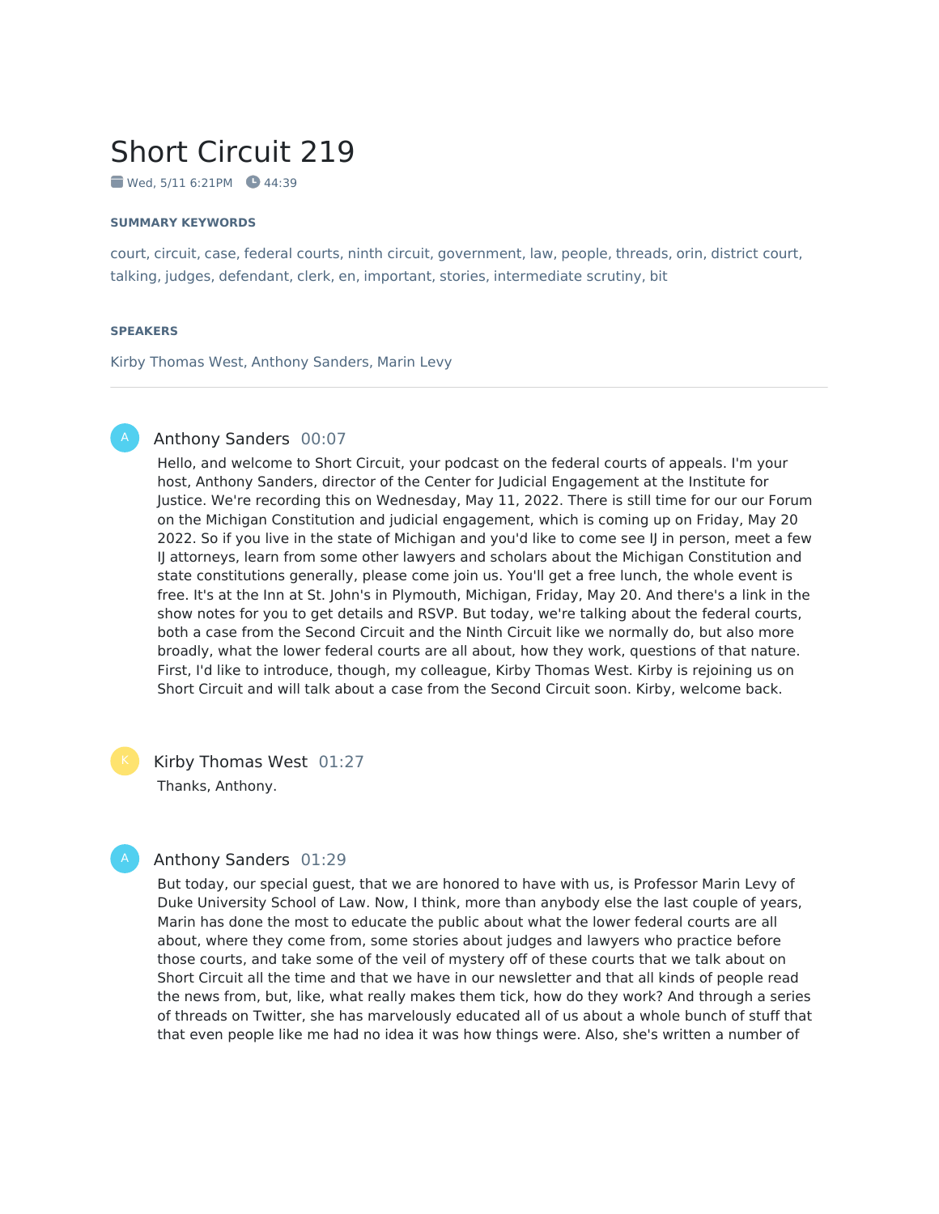# Short Circuit 219

Wed, 5/11 6:21PM 44:39

#### SUMMARY KEYWORDS

court, circuit, case, federal courts, ninth circuit, government, law, people, threads, orin, district court, talking, judges, defendant, clerk, en, important, stories, intermediate scrutiny, bit

#### SPEAKERS

Kirby Thomas West, Anthony Sanders, Marin Levy

---

**Anthony Sanders** 00:07

Hello, and welcome to Short Circuit, your podcast on the federal courts of appeals. I'm your host, Anthony Sanders, director of the Center for Judicial Engagement at the Institute for Justice. We're recording this on Wednesday, May 11, 2022. There is still time for our our Forum on the Michigan Constitution and judicial engagement, which is coming up on Friday, May 20 2022. So if you live in the state of Michigan and you'd like to come see IJ in person, meet a few IJ attorneys, learn from some other lawyers and scholars about the Michigan Constitution and state constitutions generally, please come join us. You'll get a free lunch, the whole event is free. It's at the Inn at St. John's in Plymouth, Michigan, Friday, May 20. And there's a link in the show notes for you to get details and RSVP. But today, we're talking about the federal courts, both a case from the Second Circuit and the Ninth Circuit like we normally do, but also more broadly, what the lower federal courts are all about, how they work, questions of that nature. First, I'd like to introduce, though, my colleague, Kirby Thomas West. Kirby is rejoining us on Short Circuit and will talk about a case from the Second Circuit soon. Kirby, welcome back.

**Kirby Thomas West** 01:27

Thanks, Anthony.

**Anthony Sanders** 01:29

But today, our special guest, that we are honored to have with us, is Professor Marin Levy of Duke University School of Law. Now, I think, more than anybody else the last couple of years, Marin has done the most to educate the public about what the lower federal courts are all about, where they come from, some stories about judges and lawyers who practice before those courts, and take some of the veil of mystery off of these courts that we talk about on Short Circuit all the time and that we have in our newsletter and that all kinds of people read the news from, but, like, what really makes them tick, how do they work? And through a series of threads on Twitter, she has marvelously educated all of us about a whole bunch of stuff that that even people like me had no idea it was how things were. Also, she's written a number of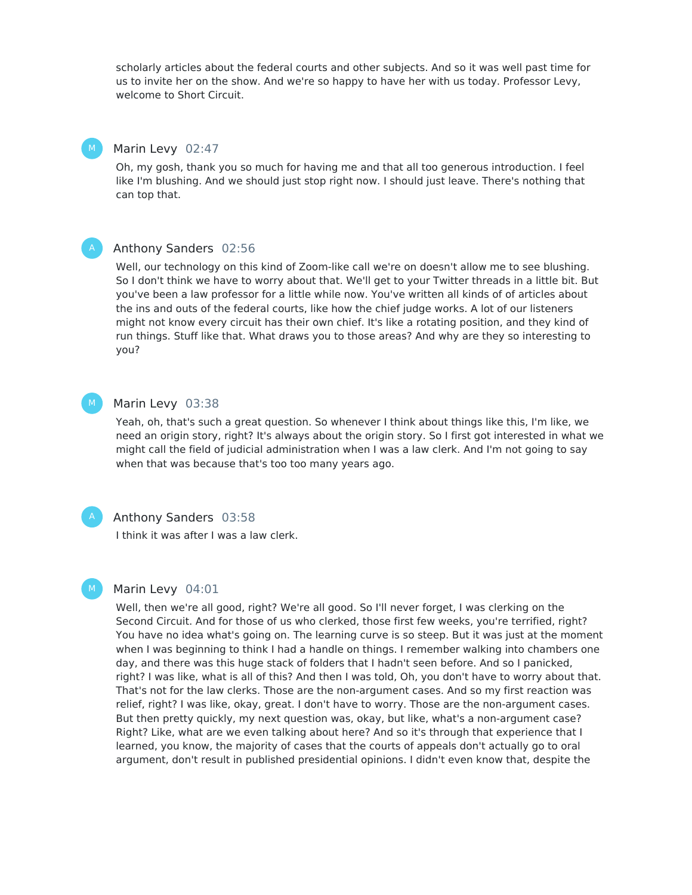scholarly articles about the federal courts and other subjects. And so it was well past time for us to invite her on the show. And we're so happy to have her with us today. Professor Levy, welcome to Short Circuit.

**Marin Levy** 02:47

Oh, my gosh, thank you so much for having me and that all too generous introduction. I feel like I'm blushing. And we should just stop right now. I should just leave. There's nothing that can top that.

**Anthony Sanders** 02:56

Well, our technology on this kind of Zoom-like call we're on doesn't allow me to see blushing. So I don't think we have to worry about that. We'll get to your Twitter threads in a little bit. But you've been a law professor for a little while now. You've written all kinds of of articles about the ins and outs of the federal courts, like how the chief judge works. A lot of our listeners might not know every circuit has their own chief. It's like a rotating position, and they kind of run things. Stuff like that. What draws you to those areas? And why are they so interesting to you?

**Marin Levy** 03:38

Yeah, oh, that's such a great question. So whenever I think about things like this, I'm like, we need an origin story, right? It's always about the origin story. So I first got interested in what we might call the field of judicial administration when I was a law clerk. And I'm not going to say when that was because that's too too many years ago.

**Anthony Sanders** 03:58

I think it was after I was a law clerk.

**Marin Levy** 04:01

Well, then we're all good, right? We're all good. So I'll never forget, I was clerking on the Second Circuit. And for those of us who clerked, those first few weeks, you're terrified, right? You have no idea what's going on. The learning curve is so steep. But it was just at the moment when I was beginning to think I had a handle on things. I remember walking into chambers one day, and there was this huge stack of folders that I hadn't seen before. And so I panicked, right? I was like, what is all of this? And then I was told, Oh, you don't have to worry about that. That's not for the law clerks. Those are the non-argument cases. And so my first reaction was relief, right? I was like, okay, great. I don't have to worry. Those are the non-argument cases. But then pretty quickly, my next question was, okay, but like, what's a non-argument case? Right? Like, what are we even talking about here? And so it's through that experience that I learned, you know, the majority of cases that the courts of appeals don't actually go to oral argument, don't result in published presidential opinions. I didn't even know that, despite the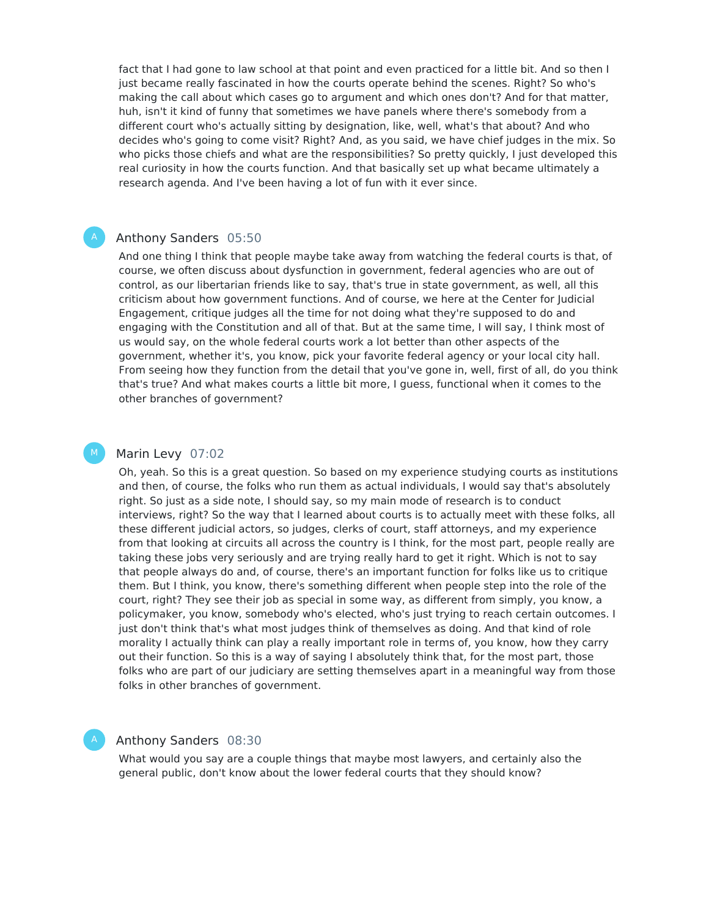fact that I had gone to law school at that point and even practiced for a little bit. And so then I just became really fascinated in how the courts operate behind the scenes. Right? So who's making the call about which cases go to argument and which ones don't? And for that matter, huh, isn't it kind of funny that sometimes we have panels where there's somebody from a different court who's actually sitting by designation, like, well, what's that about? And who decides who's going to come visit? Right? And, as you said, we have chief judges in the mix. So who picks those chiefs and what are the responsibilities? So pretty quickly, I just developed this real curiosity in how the courts function. And that basically set up what became ultimately a research agenda. And I've been having a lot of fun with it ever since.

**Anthony Sanders** 05:50

And one thing I think that people maybe take away from watching the federal courts is that, of course, we often discuss about dysfunction in government, federal agencies who are out of control, as our libertarian friends like to say, that's true in state government, as well, all this criticism about how government functions. And of course, we here at the Center for Judicial Engagement, critique judges all the time for not doing what they're supposed to do and engaging with the Constitution and all of that. But at the same time, I will say, I think most of us would say, on the whole federal courts work a lot better than other aspects of the government, whether it's, you know, pick your favorite federal agency or your local city hall. From seeing how they function from the detail that you've gone in, well, first of all, do you think that's true? And what makes courts a little bit more, I guess, functional when it comes to the other branches of government?

**Marin Levy** 07:02

Oh, yeah. So this is a great question. So based on my experience studying courts as institutions and then, of course, the folks who run them as actual individuals, I would say that's absolutely right. So just as a side note, I should say, so my main mode of research is to conduct interviews, right? So the way that I learned about courts is to actually meet with these folks, all these different judicial actors, so judges, clerks of court, staff attorneys, and my experience from that looking at circuits all across the country is I think, for the most part, people really are taking these jobs very seriously and are trying really hard to get it right. Which is not to say that people always do and, of course, there's an important function for folks like us to critique them. But I think, you know, there's something different when people step into the role of the court, right? They see their job as special in some way, as different from simply, you know, a policymaker, you know, somebody who's elected, who's just trying to reach certain outcomes. I just don't think that's what most judges think of themselves as doing. And that kind of role morality I actually think can play a really important role in terms of, you know, how they carry out their function. So this is a way of saying I absolutely think that, for the most part, those folks who are part of our judiciary are setting themselves apart in a meaningful way from those folks in other branches of government.

**Anthony Sanders** 08:30

What would you say are a couple things that maybe most lawyers, and certainly also the general public, don't know about the lower federal courts that they should know?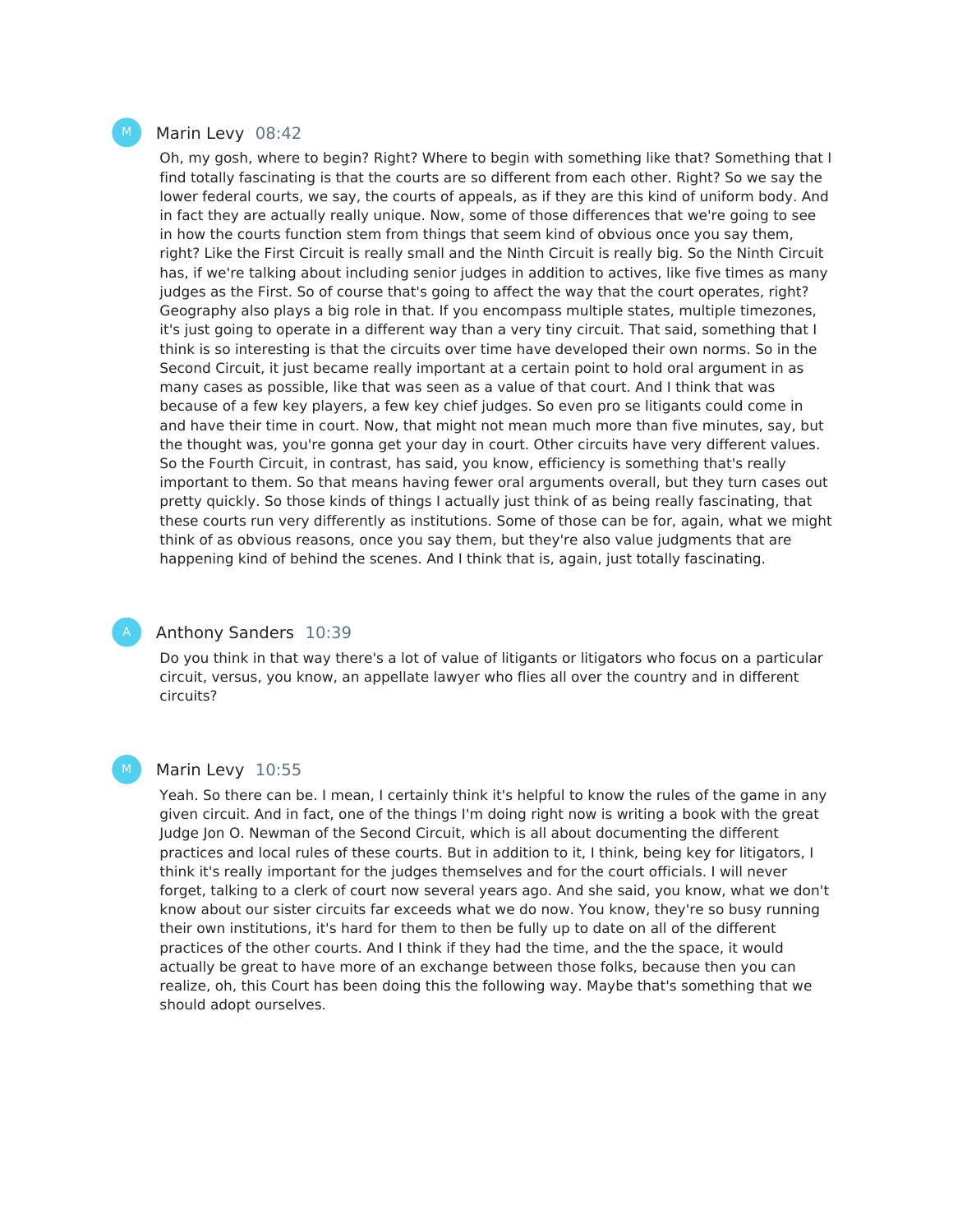**Marin Levy** 08:42

Oh, my gosh, where to begin? Right? Where to begin with something like that? Something that I find totally fascinating is that the courts are so different from each other. Right? So we say the lower federal courts, we say, the courts of appeals, as if they are this kind of uniform body. And in fact they are actually really unique. Now, some of those differences that we're going to see in how the courts function stem from things that seem kind of obvious once you say them, right? Like the First Circuit is really small and the Ninth Circuit is really big. So the Ninth Circuit has, if we're talking about including senior judges in addition to actives, like five times as many judges as the First. So of course that's going to affect the way that the court operates, right? Geography also plays a big role in that. If you encompass multiple states, multiple timezones, it's just going to operate in a different way than a very tiny circuit. That said, something that I think is so interesting is that the circuits over time have developed their own norms. So in the Second Circuit, it just became really important at a certain point to hold oral argument in as many cases as possible, like that was seen as a value of that court. And I think that was because of a few key players, a few key chief judges. So even pro se litigants could come in and have their time in court. Now, that might not mean much more than five minutes, say, but the thought was, you're gonna get your day in court. Other circuits have very different values. So the Fourth Circuit, in contrast, has said, you know, efficiency is something that's really important to them. So that means having fewer oral arguments overall, but they turn cases out pretty quickly. So those kinds of things I actually just think of as being really fascinating, that these courts run very differently as institutions. Some of those can be for, again, what we might think of as obvious reasons, once you say them, but they're also value judgments that are happening kind of behind the scenes. And I think that is, again, just totally fascinating.

**Anthony Sanders** 10:39

Do you think in that way there's a lot of value of litigants or litigators who focus on a particular circuit, versus, you know, an appellate lawyer who flies all over the country and in different circuits?

**Marin Levy** 10:55

Yeah. So there can be. I mean, I certainly think it's helpful to know the rules of the game in any given circuit. And in fact, one of the things I'm doing right now is writing a book with the great Judge Jon O. Newman of the Second Circuit, which is all about documenting the different practices and local rules of these courts. But in addition to it, I think, being key for litigators, I think it's really important for the judges themselves and for the court officials. I will never forget, talking to a clerk of court now several years ago. And she said, you know, what we don't know about our sister circuits far exceeds what we do now. You know, they're so busy running their own institutions, it's hard for them to then be fully up to date on all of the different practices of the other courts. And I think if they had the time, and the the space, it would actually be great to have more of an exchange between those folks, because then you can realize, oh, this Court has been doing this the following way. Maybe that's something that we should adopt ourselves.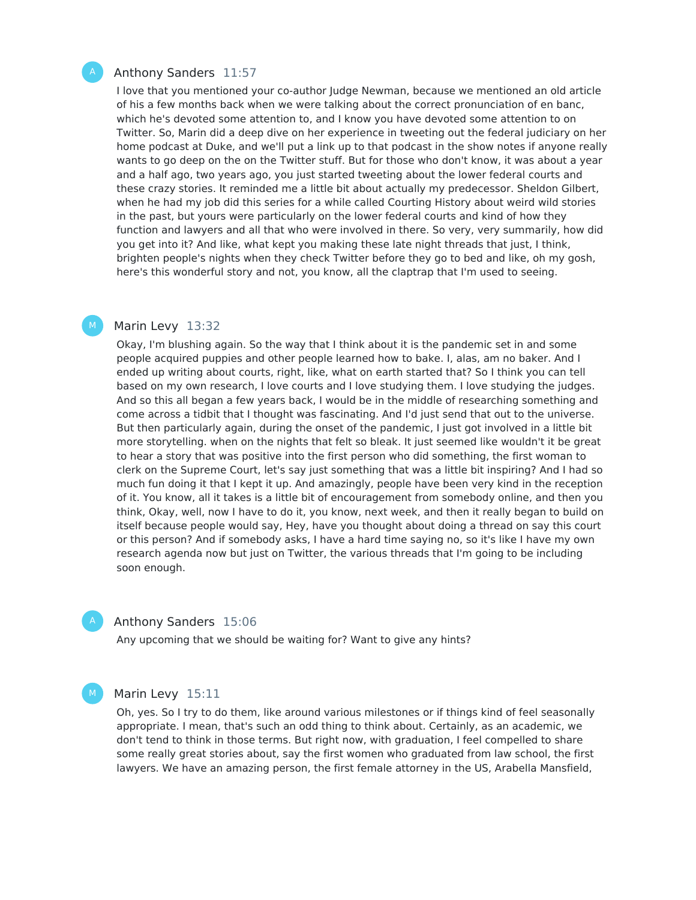**Anthony Sanders** 11:57

I love that you mentioned your co-author Judge Newman, because we mentioned an old article of his a few months back when we were talking about the correct pronunciation of en banc, which he's devoted some attention to, and I know you have devoted some attention to on Twitter. So, Marin did a deep dive on her experience in tweeting out the federal judiciary on her home podcast at Duke, and we'll put a link up to that podcast in the show notes if anyone really wants to go deep on the on the Twitter stuff. But for those who don't know, it was about a year and a half ago, two years ago, you just started tweeting about the lower federal courts and these crazy stories. It reminded me a little bit about actually my predecessor. Sheldon Gilbert, when he had my job did this series for a while called Courting History about weird wild stories in the past, but yours were particularly on the lower federal courts and kind of how they function and lawyers and all that who were involved in there. So very, very summarily, how did you get into it? And like, what kept you making these late night threads that just, I think, brighten people's nights when they check Twitter before they go to bed and like, oh my gosh, here's this wonderful story and not, you know, all the claptrap that I'm used to seeing.

**Marin Levy** 13:32

Okay, I'm blushing again. So the way that I think about it is the pandemic set in and some people acquired puppies and other people learned how to bake. I, alas, am no baker. And I ended up writing about courts, right, like, what on earth started that? So I think you can tell based on my own research, I love courts and I love studying them. I love studying the judges. And so this all began a few years back, I would be in the middle of researching something and come across a tidbit that I thought was fascinating. And I'd just send that out to the universe. But then particularly again, during the onset of the pandemic, I just got involved in a little bit more storytelling. when on the nights that felt so bleak. It just seemed like wouldn't it be great to hear a story that was positive into the first person who did something, the first woman to clerk on the Supreme Court, let's say just something that was a little bit inspiring? And I had so much fun doing it that I kept it up. And amazingly, people have been very kind in the reception of it. You know, all it takes is a little bit of encouragement from somebody online, and then you think, Okay, well, now I have to do it, you know, next week, and then it really began to build on itself because people would say, Hey, have you thought about doing a thread on say this court or this person? And if somebody asks, I have a hard time saying no, so it's like I have my own research agenda now but just on Twitter, the various threads that I'm going to be including soon enough.

**Anthony Sanders** 15:06

Any upcoming that we should be waiting for? Want to give any hints?

**Marin Levy** 15:11

Oh, yes. So I try to do them, like around various milestones or if things kind of feel seasonally appropriate. I mean, that's such an odd thing to think about. Certainly, as an academic, we don't tend to think in those terms. But right now, with graduation, I feel compelled to share some really great stories about, say the first women who graduated from law school, the first lawyers. We have an amazing person, the first female attorney in the US, Arabella Mansfield,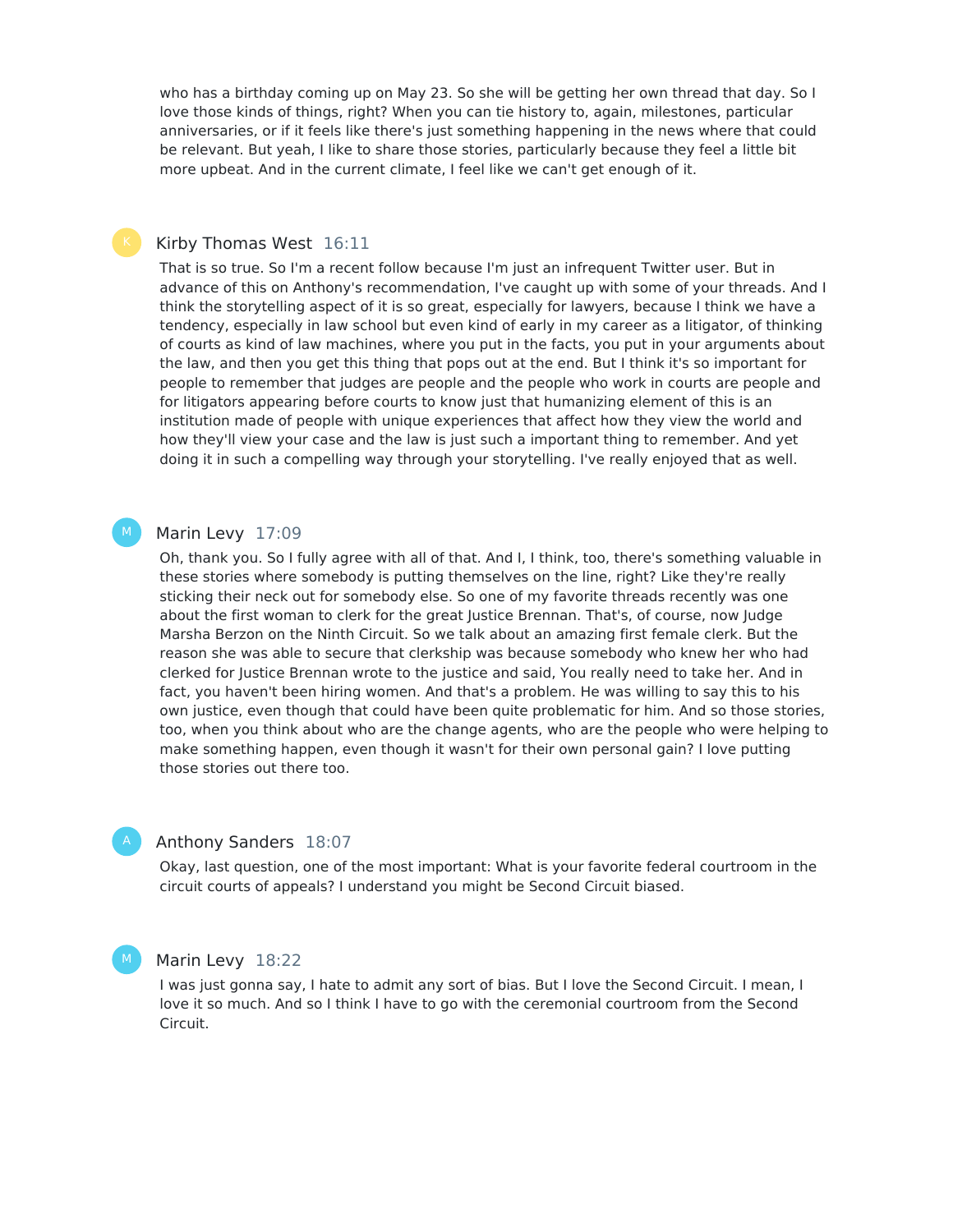who has a birthday coming up on May 23. So she will be getting her own thread that day. So I love those kinds of things, right? When you can tie history to, again, milestones, particular anniversaries, or if it feels like there's just something happening in the news where that could be relevant. But yeah, I like to share those stories, particularly because they feel a little bit more upbeat. And in the current climate, I feel like we can't get enough of it.

**Kirby Thomas West** 16:11

That is so true. So I'm a recent follow because I'm just an infrequent Twitter user. But in advance of this on Anthony's recommendation, I've caught up with some of your threads. And I think the storytelling aspect of it is so great, especially for lawyers, because I think we have a tendency, especially in law school but even kind of early in my career as a litigator, of thinking of courts as kind of law machines, where you put in the facts, you put in your arguments about the law, and then you get this thing that pops out at the end. But I think it's so important for people to remember that judges are people and the people who work in courts are people and for litigators appearing before courts to know just that humanizing element of this is an institution made of people with unique experiences that affect how they view the world and how they'll view your case and the law is just such a important thing to remember. And yet doing it in such a compelling way through your storytelling. I've really enjoyed that as well.

**Marin Levy** 17:09

Oh, thank you. So I fully agree with all of that. And I, I think, too, there's something valuable in these stories where somebody is putting themselves on the line, right? Like they're really sticking their neck out for somebody else. So one of my favorite threads recently was one about the first woman to clerk for the great Justice Brennan. That's, of course, now Judge Marsha Berzon on the Ninth Circuit. So we talk about an amazing first female clerk. But the reason she was able to secure that clerkship was because somebody who knew her who had clerked for Justice Brennan wrote to the justice and said, You really need to take her. And in fact, you haven't been hiring women. And that's a problem. He was willing to say this to his own justice, even though that could have been quite problematic for him. And so those stories, too, when you think about who are the change agents, who are the people who were helping to make something happen, even though it wasn't for their own personal gain? I love putting those stories out there too.

**Anthony Sanders** 18:07

Okay, last question, one of the most important: What is your favorite federal courtroom in the circuit courts of appeals? I understand you might be Second Circuit biased.

**Marin Levy** 18:22

I was just gonna say, I hate to admit any sort of bias. But I love the Second Circuit. I mean, I love it so much. And so I think I have to go with the ceremonial courtroom from the Second Circuit.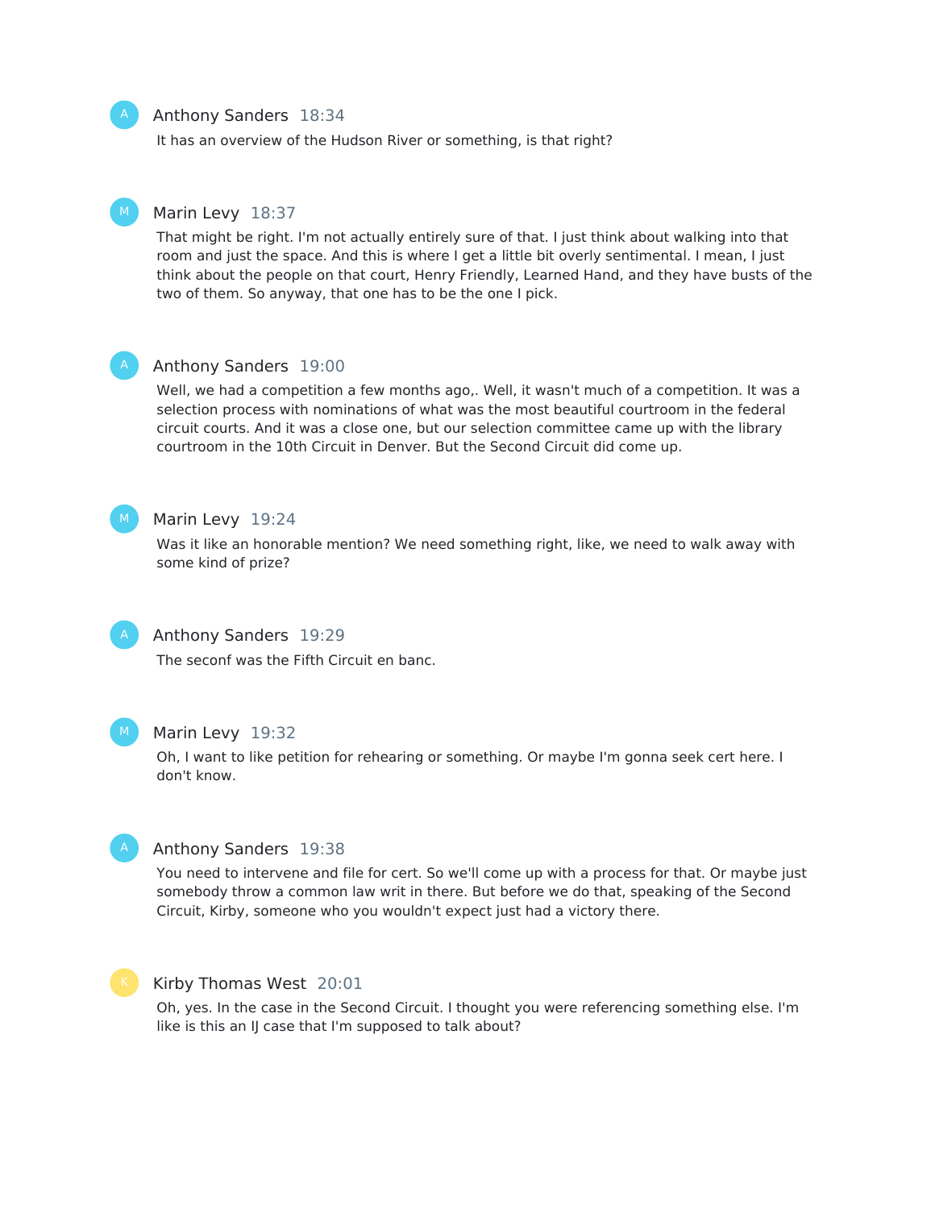Anthony Sanders 18:34

It has an overview of the Hudson River or something, is that right?

Marin Levy 18:37

That might be right. I'm not actually entirely sure of that. I just think about walking into that room and just the space. And this is where I get a little bit overly sentimental. I mean, I just think about the people on that court, Henry Friendly, Learned Hand, and they have busts of the two of them. So anyway, that one has to be the one I pick.

Anthony Sanders 19:00

Well, we had a competition a few months ago,. Well, it wasn't much of a competition. It was a selection process with nominations of what was the most beautiful courtroom in the federal circuit courts. And it was a close one, but our selection committee came up with the library courtroom in the 10th Circuit in Denver. But the Second Circuit did come up.

Marin Levy 19:24

Was it like an honorable mention? We need something right, like, we need to walk away with some kind of prize?

Anthony Sanders 19:29

The seconf was the Fifth Circuit en banc.

Marin Levy 19:32

Oh, I want to like petition for rehearing or something. Or maybe I'm gonna seek cert here. I don't know.

Anthony Sanders 19:38

You need to intervene and file for cert. So we'll come up with a process for that. Or maybe just somebody throw a common law writ in there. But before we do that, speaking of the Second Circuit, Kirby, someone who you wouldn't expect just had a victory there.

Kirby Thomas West 20:01

Oh, yes. In the case in the Second Circuit. I thought you were referencing something else. I'm like is this an IJ case that I'm supposed to talk about?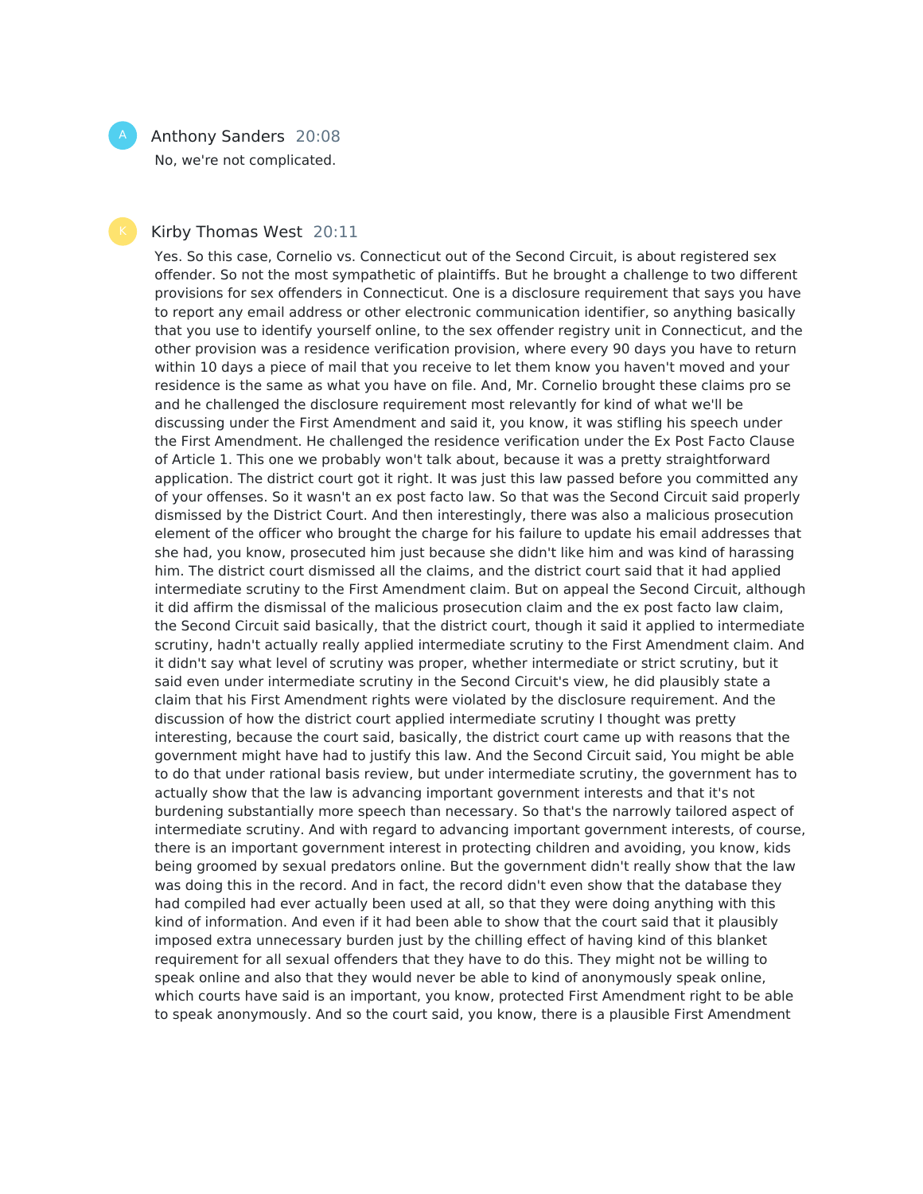Anthony Sanders 20:08

No, we're not complicated.

Kirby Thomas West 20:11

Yes. So this case, Cornelio vs. Connecticut out of the Second Circuit, is about registered sex offender. So not the most sympathetic of plaintiffs. But he brought a challenge to two different provisions for sex offenders in Connecticut. One is a disclosure requirement that says you have to report any email address or other electronic communication identifier, so anything basically that you use to identify yourself online, to the sex offender registry unit in Connecticut, and the other provision was a residence verification provision, where every 90 days you have to return within 10 days a piece of mail that you receive to let them know you haven't moved and your residence is the same as what you have on file. And, Mr. Cornelio brought these claims pro se and he challenged the disclosure requirement most relevantly for kind of what we'll be discussing under the First Amendment and said it, you know, it was stifling his speech under the First Amendment. He challenged the residence verification under the Ex Post Facto Clause of Article 1. This one we probably won't talk about, because it was a pretty straightforward application. The district court got it right. It was just this law passed before you committed any of your offenses. So it wasn't an ex post facto law. So that was the Second Circuit said properly dismissed by the District Court. And then interestingly, there was also a malicious prosecution element of the officer who brought the charge for his failure to update his email addresses that she had, you know, prosecuted him just because she didn't like him and was kind of harassing him. The district court dismissed all the claims, and the district court said that it had applied intermediate scrutiny to the First Amendment claim. But on appeal the Second Circuit, although it did affirm the dismissal of the malicious prosecution claim and the ex post facto law claim, the Second Circuit said basically, that the district court, though it said it applied to intermediate scrutiny, hadn't actually really applied intermediate scrutiny to the First Amendment claim. And it didn't say what level of scrutiny was proper, whether intermediate or strict scrutiny, but it said even under intermediate scrutiny in the Second Circuit's view, he did plausibly state a claim that his First Amendment rights were violated by the disclosure requirement. And the discussion of how the district court applied intermediate scrutiny I thought was pretty interesting, because the court said, basically, the district court came up with reasons that the government might have had to justify this law. And the Second Circuit said, You might be able to do that under rational basis review, but under intermediate scrutiny, the government has to actually show that the law is advancing important government interests and that it's not burdening substantially more speech than necessary. So that's the narrowly tailored aspect of intermediate scrutiny. And with regard to advancing important government interests, of course, there is an important government interest in protecting children and avoiding, you know, kids being groomed by sexual predators online. But the government didn't really show that the law was doing this in the record. And in fact, the record didn't even show that the database they had compiled had ever actually been used at all, so that they were doing anything with this kind of information. And even if it had been able to show that the court said that it plausibly imposed extra unnecessary burden just by the chilling effect of having kind of this blanket requirement for all sexual offenders that they have to do this. They might not be willing to speak online and also that they would never be able to kind of anonymously speak online, which courts have said is an important, you know, protected First Amendment right to be able to speak anonymously. And so the court said, you know, there is a plausible First Amendment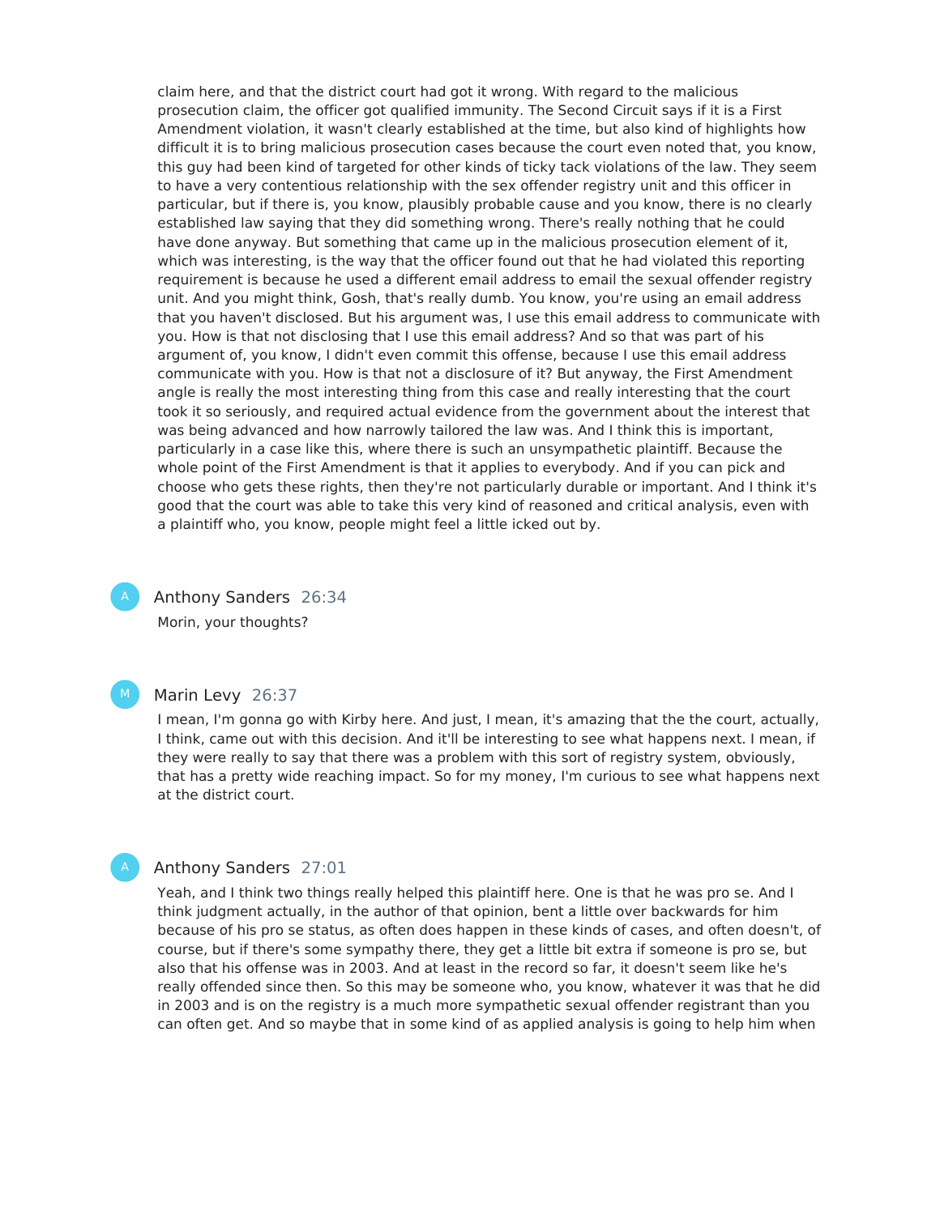claim here, and that the district court had got it wrong. With regard to the malicious prosecution claim, the officer got qualified immunity. The Second Circuit says if it is a First Amendment violation, it wasn't clearly established at the time, but also kind of highlights how difficult it is to bring malicious prosecution cases because the court even noted that, you know, this guy had been kind of targeted for other kinds of ticky tack violations of the law. They seem to have a very contentious relationship with the sex offender registry unit and this officer in particular, but if there is, you know, plausibly probable cause and you know, there is no clearly established law saying that they did something wrong. There's really nothing that he could have done anyway. But something that came up in the malicious prosecution element of it, which was interesting, is the way that the officer found out that he had violated this reporting requirement is because he used a different email address to email the sexual offender registry unit. And you might think, Gosh, that's really dumb. You know, you're using an email address that you haven't disclosed. But his argument was, I use this email address to communicate with you. How is that not disclosing that I use this email address? And so that was part of his argument of, you know, I didn't even commit this offense, because I use this email address communicate with you. How is that not a disclosure of it? But anyway, the First Amendment angle is really the most interesting thing from this case and really interesting that the court took it so seriously, and required actual evidence from the government about the interest that was being advanced and how narrowly tailored the law was. And I think this is important, particularly in a case like this, where there is such an unsympathetic plaintiff. Because the whole point of the First Amendment is that it applies to everybody. And if you can pick and choose who gets these rights, then they're not particularly durable or important. And I think it's good that the court was able to take this very kind of reasoned and critical analysis, even with a plaintiff who, you know, people might feel a little icked out by.

**Anthony Sanders** 26:34

Morin, your thoughts?

**Marin Levy** 26:37

I mean, I'm gonna go with Kirby here. And just, I mean, it's amazing that the the court, actually, I think, came out with this decision. And it'll be interesting to see what happens next. I mean, if they were really to say that there was a problem with this sort of registry system, obviously, that has a pretty wide reaching impact. So for my money, I'm curious to see what happens next at the district court.

**Anthony Sanders** 27:01

Yeah, and I think two things really helped this plaintiff here. One is that he was pro se. And I think judgment actually, in the author of that opinion, bent a little over backwards for him because of his pro se status, as often does happen in these kinds of cases, and often doesn't, of course, but if there's some sympathy there, they get a little bit extra if someone is pro se, but also that his offense was in 2003. And at least in the record so far, it doesn't seem like he's really offended since then. So this may be someone who, you know, whatever it was that he did in 2003 and is on the registry is a much more sympathetic sexual offender registrant than you can often get. And so maybe that in some kind of as applied analysis is going to help him when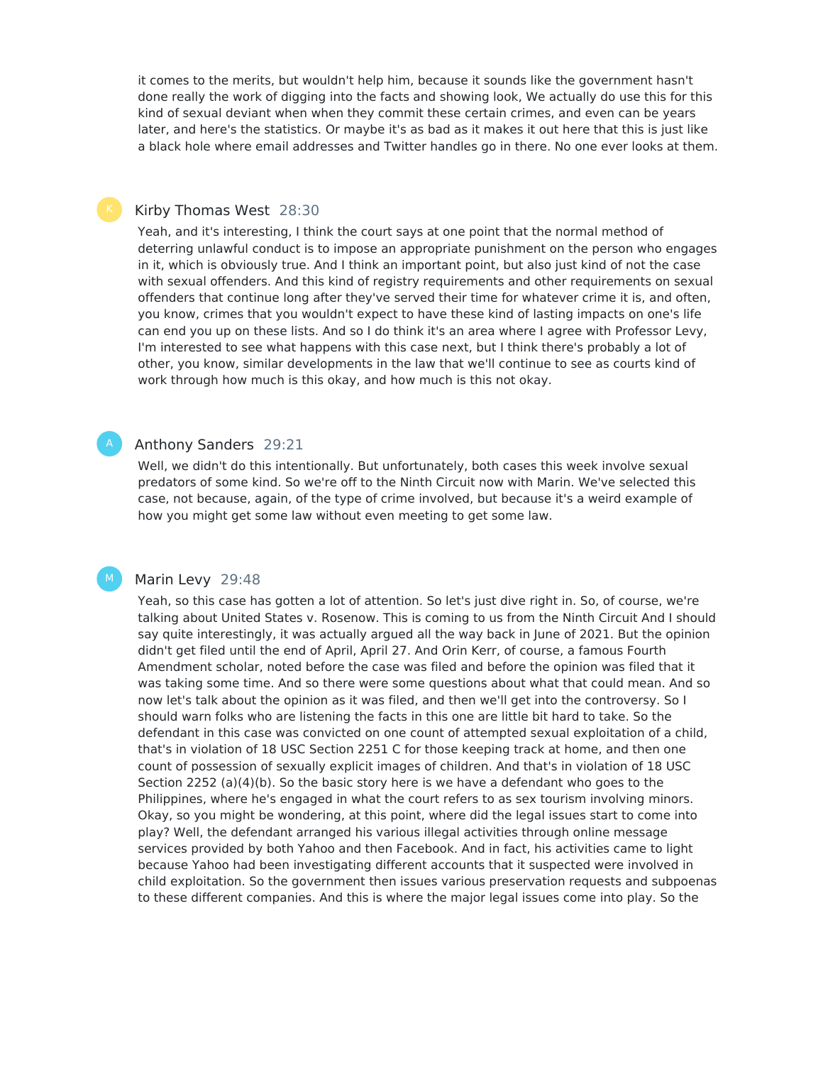it comes to the merits, but wouldn't help him, because it sounds like the government hasn't done really the work of digging into the facts and showing look, We actually do use this for this kind of sexual deviant when when they commit these certain crimes, and even can be years later, and here's the statistics. Or maybe it's as bad as it makes it out here that this is just like a black hole where email addresses and Twitter handles go in there. No one ever looks at them.

**Kirby Thomas West** 28:30

Yeah, and it's interesting, I think the court says at one point that the normal method of deterring unlawful conduct is to impose an appropriate punishment on the person who engages in it, which is obviously true. And I think an important point, but also just kind of not the case with sexual offenders. And this kind of registry requirements and other requirements on sexual offenders that continue long after they've served their time for whatever crime it is, and often, you know, crimes that you wouldn't expect to have these kind of lasting impacts on one's life can end you up on these lists. And so I do think it's an area where I agree with Professor Levy, I'm interested to see what happens with this case next, but I think there's probably a lot of other, you know, similar developments in the law that we'll continue to see as courts kind of work through how much is this okay, and how much is this not okay.

**Anthony Sanders** 29:21

Well, we didn't do this intentionally. But unfortunately, both cases this week involve sexual predators of some kind. So we're off to the Ninth Circuit now with Marin. We've selected this case, not because, again, of the type of crime involved, but because it's a weird example of how you might get some law without even meeting to get some law.

**Marin Levy** 29:48

Yeah, so this case has gotten a lot of attention. So let's just dive right in. So, of course, we're talking about United States v. Rosenow. This is coming to us from the Ninth Circuit And I should say quite interestingly, it was actually argued all the way back in June of 2021. But the opinion didn't get filed until the end of April, April 27. And Orin Kerr, of course, a famous Fourth Amendment scholar, noted before the case was filed and before the opinion was filed that it was taking some time. And so there were some questions about what that could mean. And so now let's talk about the opinion as it was filed, and then we'll get into the controversy. So I should warn folks who are listening the facts in this one are little bit hard to take. So the defendant in this case was convicted on one count of attempted sexual exploitation of a child, that's in violation of 18 USC Section 2251 C for those keeping track at home, and then one count of possession of sexually explicit images of children. And that's in violation of 18 USC Section 2252 (a)(4)(b). So the basic story here is we have a defendant who goes to the Philippines, where he's engaged in what the court refers to as sex tourism involving minors. Okay, so you might be wondering, at this point, where did the legal issues start to come into play? Well, the defendant arranged his various illegal activities through online message services provided by both Yahoo and then Facebook. And in fact, his activities came to light because Yahoo had been investigating different accounts that it suspected were involved in child exploitation. So the government then issues various preservation requests and subpoenas to these different companies. And this is where the major legal issues come into play. So the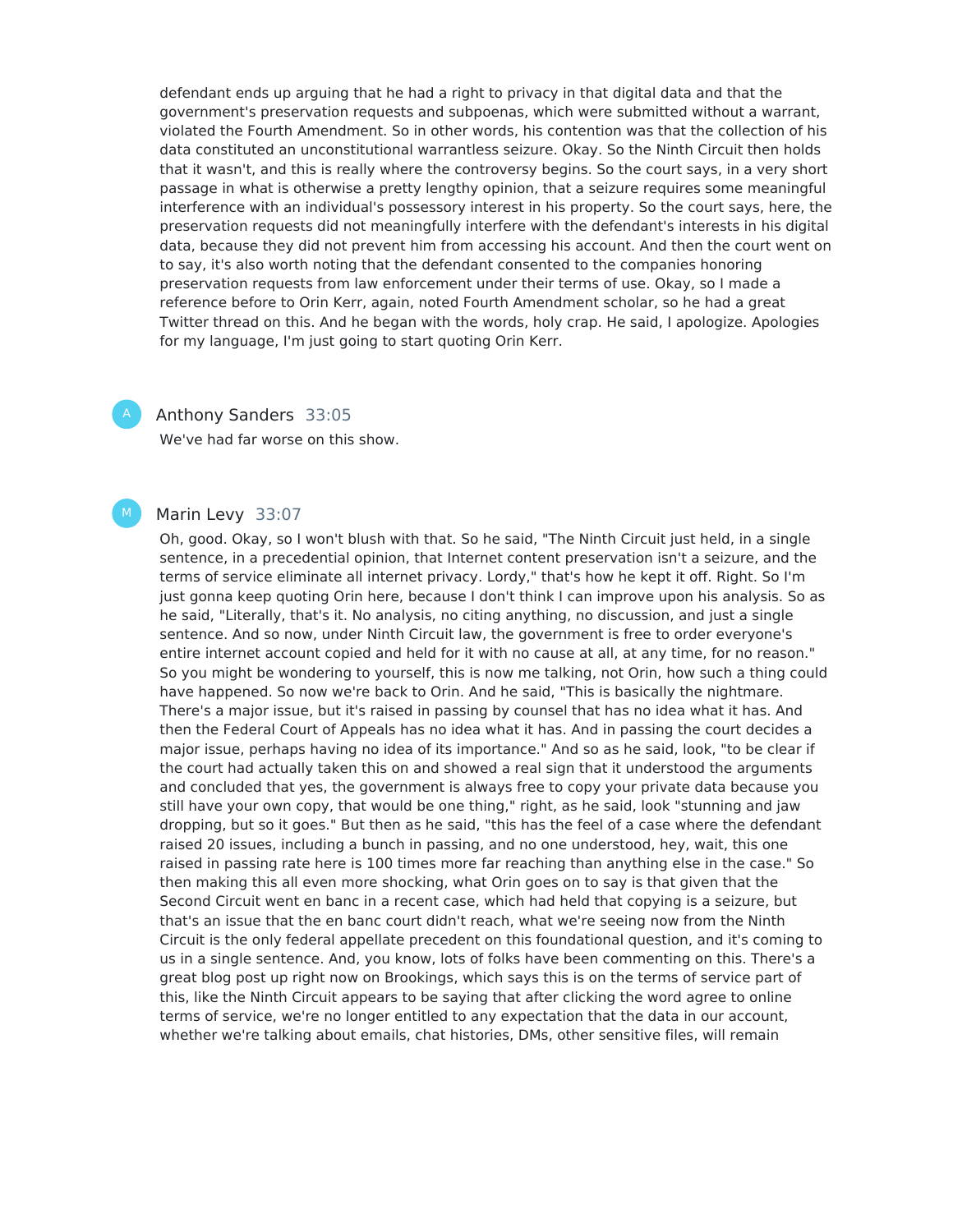defendant ends up arguing that he had a right to privacy in that digital data and that the government's preservation requests and subpoenas, which were submitted without a warrant, violated the Fourth Amendment. So in other words, his contention was that the collection of his data constituted an unconstitutional warrantless seizure. Okay. So the Ninth Circuit then holds that it wasn't, and this is really where the controversy begins. So the court says, in a very short passage in what is otherwise a pretty lengthy opinion, that a seizure requires some meaningful interference with an individual's possessory interest in his property. So the court says, here, the preservation requests did not meaningfully interfere with the defendant's interests in his digital data, because they did not prevent him from accessing his account. And then the court went on to say, it's also worth noting that the defendant consented to the companies honoring preservation requests from law enforcement under their terms of use. Okay, so I made a reference before to Orin Kerr, again, noted Fourth Amendment scholar, so he had a great Twitter thread on this. And he began with the words, holy crap. He said, I apologize. Apologies for my language, I'm just going to start quoting Orin Kerr.

A Anthony Sanders 33:05

We've had far worse on this show.

M Marin Levy 33:07

Oh, good. Okay, so I won't blush with that. So he said, "The Ninth Circuit just held, in a single sentence, in a precedential opinion, that Internet content preservation isn't a seizure, and the terms of service eliminate all internet privacy. Lordy," that's how he kept it off. Right. So I'm just gonna keep quoting Orin here, because I don't think I can improve upon his analysis. So as he said, "Literally, that's it. No analysis, no citing anything, no discussion, and just a single sentence. And so now, under Ninth Circuit law, the government is free to order everyone's entire internet account copied and held for it with no cause at all, at any time, for no reason." So you might be wondering to yourself, this is now me talking, not Orin, how such a thing could have happened. So now we're back to Orin. And he said, "This is basically the nightmare. There's a major issue, but it's raised in passing by counsel that has no idea what it has. And then the Federal Court of Appeals has no idea what it has. And in passing the court decides a major issue, perhaps having no idea of its importance." And so as he said, look, "to be clear if the court had actually taken this on and showed a real sign that it understood the arguments and concluded that yes, the government is always free to copy your private data because you still have your own copy, that would be one thing," right, as he said, look "stunning and jaw dropping, but so it goes." But then as he said, "this has the feel of a case where the defendant raised 20 issues, including a bunch in passing, and no one understood, hey, wait, this one raised in passing rate here is 100 times more far reaching than anything else in the case." So then making this all even more shocking, what Orin goes on to say is that given that the Second Circuit went en banc in a recent case, which had held that copying is a seizure, but that's an issue that the en banc court didn't reach, what we're seeing now from the Ninth Circuit is the only federal appellate precedent on this foundational question, and it's coming to us in a single sentence. And, you know, lots of folks have been commenting on this. There's a great blog post up right now on Brookings, which says this is on the terms of service part of this, like the Ninth Circuit appears to be saying that after clicking the word agree to online terms of service, we're no longer entitled to any expectation that the data in our account, whether we're talking about emails, chat histories, DMs, other sensitive files, will remain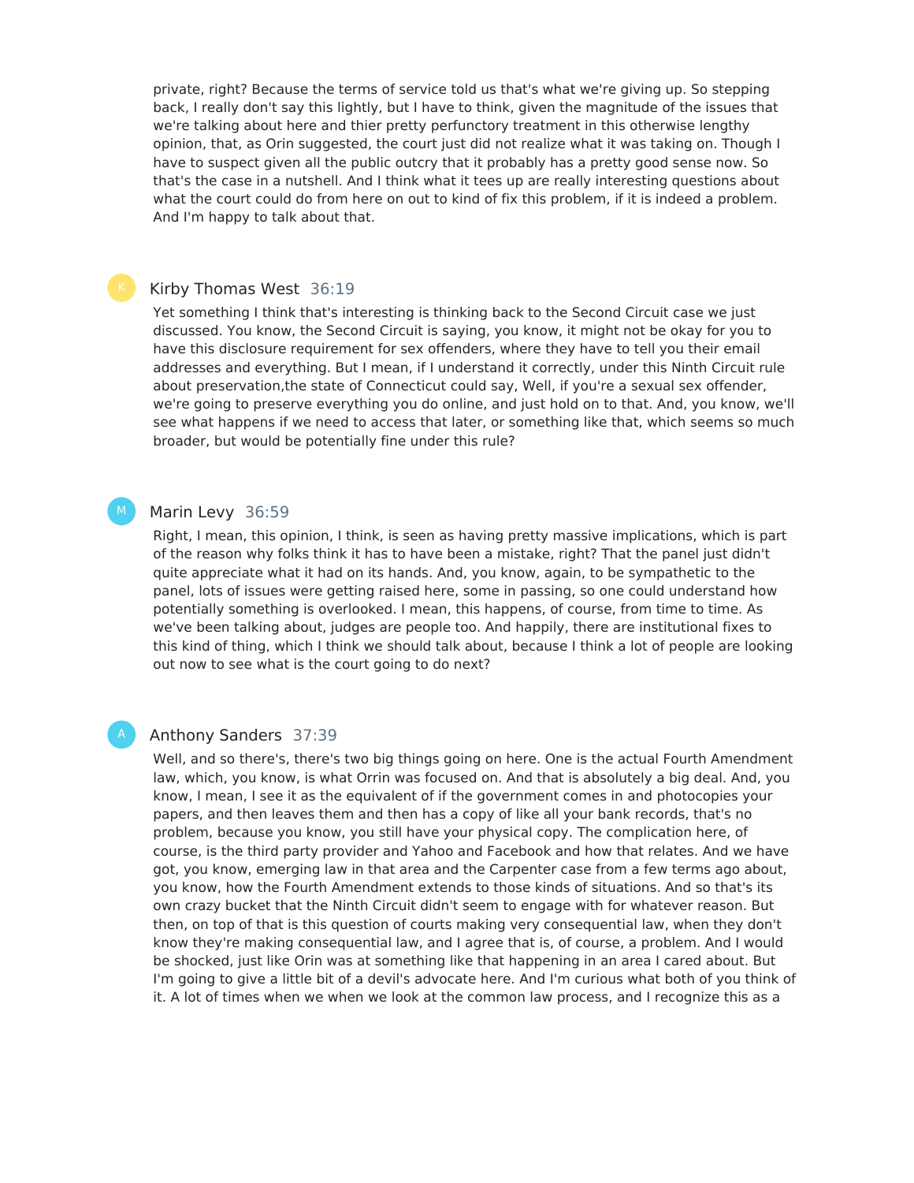private, right? Because the terms of service told us that's what we're giving up. So stepping back, I really don't say this lightly, but I have to think, given the magnitude of the issues that we're talking about here and thier pretty perfunctory treatment in this otherwise lengthy opinion, that, as Orin suggested, the court just did not realize what it was taking on. Though I have to suspect given all the public outcry that it probably has a pretty good sense now. So that's the case in a nutshell. And I think what it tees up are really interesting questions about what the court could do from here on out to kind of fix this problem, if it is indeed a problem. And I'm happy to talk about that.

**Kirby Thomas West** 36:19

Yet something I think that's interesting is thinking back to the Second Circuit case we just discussed. You know, the Second Circuit is saying, you know, it might not be okay for you to have this disclosure requirement for sex offenders, where they have to tell you their email addresses and everything. But I mean, if I understand it correctly, under this Ninth Circuit rule about preservation,the state of Connecticut could say, Well, if you're a sexual sex offender, we're going to preserve everything you do online, and just hold on to that. And, you know, we'll see what happens if we need to access that later, or something like that, which seems so much broader, but would be potentially fine under this rule?

**Marin Levy** 36:59

Right, I mean, this opinion, I think, is seen as having pretty massive implications, which is part of the reason why folks think it has to have been a mistake, right? That the panel just didn't quite appreciate what it had on its hands. And, you know, again, to be sympathetic to the panel, lots of issues were getting raised here, some in passing, so one could understand how potentially something is overlooked. I mean, this happens, of course, from time to time. As we've been talking about, judges are people too. And happily, there are institutional fixes to this kind of thing, which I think we should talk about, because I think a lot of people are looking out now to see what is the court going to do next?

**Anthony Sanders** 37:39

Well, and so there's, there's two big things going on here. One is the actual Fourth Amendment law, which, you know, is what Orrin was focused on. And that is absolutely a big deal. And, you know, I mean, I see it as the equivalent of if the government comes in and photocopies your papers, and then leaves them and then has a copy of like all your bank records, that's no problem, because you know, you still have your physical copy. The complication here, of course, is the third party provider and Yahoo and Facebook and how that relates. And we have got, you know, emerging law in that area and the Carpenter case from a few terms ago about, you know, how the Fourth Amendment extends to those kinds of situations. And so that's its own crazy bucket that the Ninth Circuit didn't seem to engage with for whatever reason. But then, on top of that is this question of courts making very consequential law, when they don't know they're making consequential law, and I agree that is, of course, a problem. And I would be shocked, just like Orin was at something like that happening in an area I cared about. But I'm going to give a little bit of a devil's advocate here. And I'm curious what both of you think of it. A lot of times when we when we look at the common law process, and I recognize this as a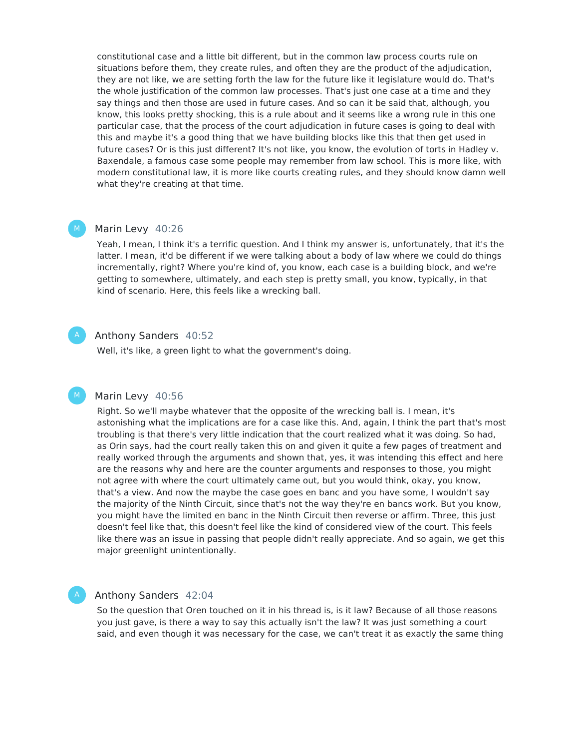constitutional case and a little bit different, but in the common law process courts rule on situations before them, they create rules, and often they are the product of the adjudication, they are not like, we are setting forth the law for the future like it legislature would do. That's the whole justification of the common law processes. That's just one case at a time and they say things and then those are used in future cases. And so can it be said that, although, you know, this looks pretty shocking, this is a rule about and it seems like a wrong rule in this one particular case, that the process of the court adjudication in future cases is going to deal with this and maybe it's a good thing that we have building blocks like this that then get used in future cases? Or is this just different? It's not like, you know, the evolution of torts in Hadley v. Baxendale, a famous case some people may remember from law school. This is more like, with modern constitutional law, it is more like courts creating rules, and they should know damn well what they're creating at that time.

**Marin Levy** 40:26

Yeah, I mean, I think it's a terrific question. And I think my answer is, unfortunately, that it's the latter. I mean, it'd be different if we were talking about a body of law where we could do things incrementally, right? Where you're kind of, you know, each case is a building block, and we're getting to somewhere, ultimately, and each step is pretty small, you know, typically, in that kind of scenario. Here, this feels like a wrecking ball.

**Anthony Sanders** 40:52

Well, it's like, a green light to what the government's doing.

**Marin Levy** 40:56

Right. So we'll maybe whatever that the opposite of the wrecking ball is. I mean, it's astonishing what the implications are for a case like this. And, again, I think the part that's most troubling is that there's very little indication that the court realized what it was doing. So had, as Orin says, had the court really taken this on and given it quite a few pages of treatment and really worked through the arguments and shown that, yes, it was intending this effect and here are the reasons why and here are the counter arguments and responses to those, you might not agree with where the court ultimately came out, but you would think, okay, you know, that's a view. And now the maybe the case goes en banc and you have some, I wouldn't say the majority of the Ninth Circuit, since that's not the way they're en bancs work. But you know, you might have the limited en banc in the Ninth Circuit then reverse or affirm. Three, this just doesn't feel like that, this doesn't feel like the kind of considered view of the court. This feels like there was an issue in passing that people didn't really appreciate. And so again, we get this major greenlight unintentionally.

**Anthony Sanders** 42:04

So the question that Oren touched on it in his thread is, is it law? Because of all those reasons you just gave, is there a way to say this actually isn't the law? It was just something a court said, and even though it was necessary for the case, we can't treat it as exactly the same thing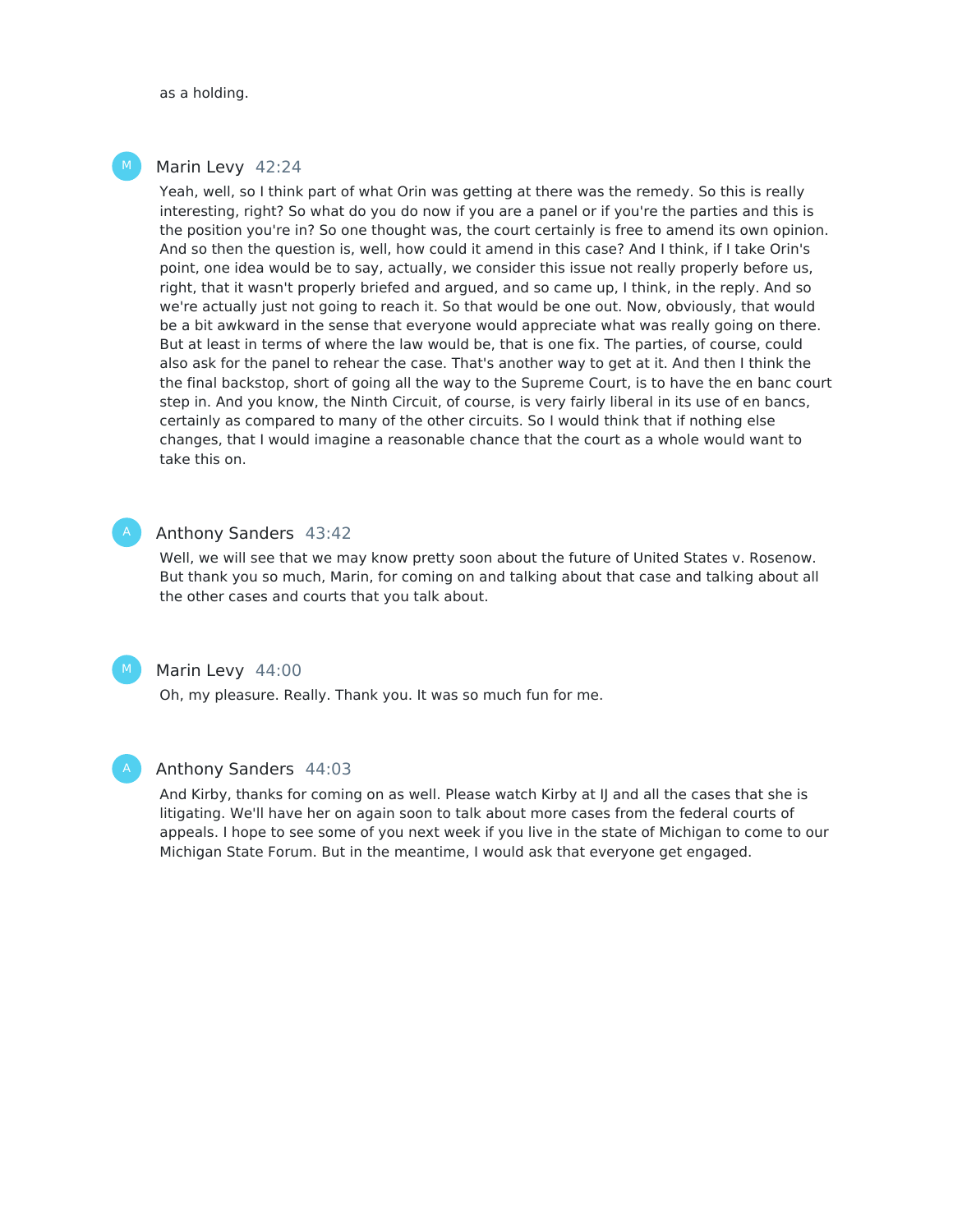as a holding.

**Marin Levy** 42:24

Yeah, well, so I think part of what Orin was getting at there was the remedy. So this is really interesting, right? So what do you do now if you are a panel or if you're the parties and this is the position you're in? So one thought was, the court certainly is free to amend its own opinion. And so then the question is, well, how could it amend in this case? And I think, if I take Orin's point, one idea would be to say, actually, we consider this issue not really properly before us, right, that it wasn't properly briefed and argued, and so came up, I think, in the reply. And so we're actually just not going to reach it. So that would be one out. Now, obviously, that would be a bit awkward in the sense that everyone would appreciate what was really going on there. But at least in terms of where the law would be, that is one fix. The parties, of course, could also ask for the panel to rehear the case. That's another way to get at it. And then I think the the final backstop, short of going all the way to the Supreme Court, is to have the en banc court step in. And you know, the Ninth Circuit, of course, is very fairly liberal in its use of en bancs, certainly as compared to many of the other circuits. So I would think that if nothing else changes, that I would imagine a reasonable chance that the court as a whole would want to take this on.

**Anthony Sanders** 43:42

Well, we will see that we may know pretty soon about the future of United States v. Rosenow. But thank you so much, Marin, for coming on and talking about that case and talking about all the other cases and courts that you talk about.

**Marin Levy** 44:00

Oh, my pleasure. Really. Thank you. It was so much fun for me.

**Anthony Sanders** 44:03

And Kirby, thanks for coming on as well. Please watch Kirby at IJ and all the cases that she is litigating. We'll have her on again soon to talk about more cases from the federal courts of appeals. I hope to see some of you next week if you live in the state of Michigan to come to our Michigan State Forum. But in the meantime, I would ask that everyone get engaged.